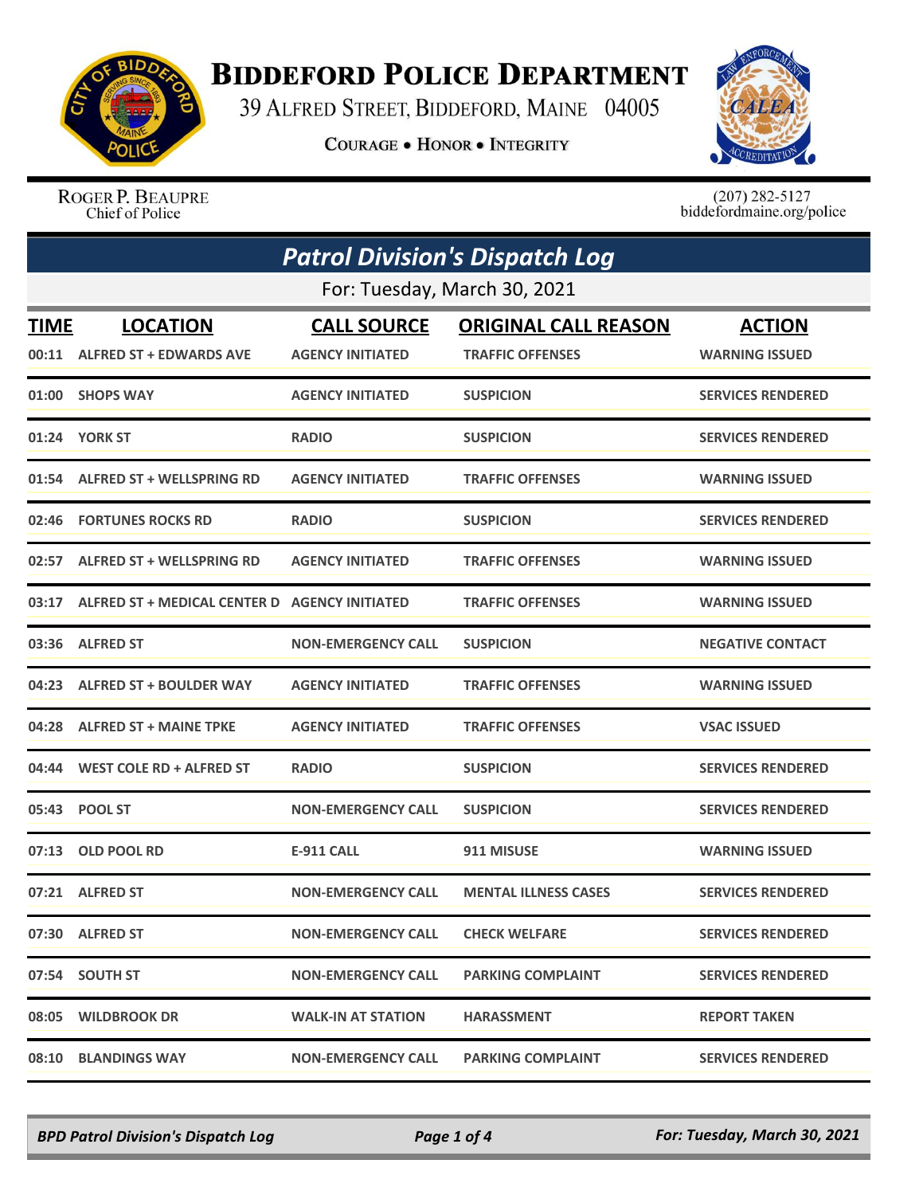# Biddeford Police Department

39 Alfred Street, Biddeford, Maine 04005

Courage • Honor • Integrity

Roger P. Beaupre
Chief of Police

(207) 282-5127
biddefordmaine.org/police

## *Patrol Division's Dispatch Log*

For: Tuesday, March 30, 2021

| TIME | LOCATION | CALL SOURCE | ORIGINAL CALL REASON | ACTION |
|---|---|---|---|---|
| 00:11 | ALFRED ST + EDWARDS AVE | AGENCY INITIATED | TRAFFIC OFFENSES | WARNING ISSUED |
| 01:00 | SHOPS WAY | AGENCY INITIATED | SUSPICION | SERVICES RENDERED |
| 01:24 | YORK ST | RADIO | SUSPICION | SERVICES RENDERED |
| 01:54 | ALFRED ST + WELLSPRING RD | AGENCY INITIATED | TRAFFIC OFFENSES | WARNING ISSUED |
| 02:46 | FORTUNES ROCKS RD | RADIO | SUSPICION | SERVICES RENDERED |
| 02:57 | ALFRED ST + WELLSPRING RD | AGENCY INITIATED | TRAFFIC OFFENSES | WARNING ISSUED |
| 03:17 | ALFRED ST + MEDICAL CENTER D | AGENCY INITIATED | TRAFFIC OFFENSES | WARNING ISSUED |
| 03:36 | ALFRED ST | NON-EMERGENCY CALL | SUSPICION | NEGATIVE CONTACT |
| 04:23 | ALFRED ST + BOULDER WAY | AGENCY INITIATED | TRAFFIC OFFENSES | WARNING ISSUED |
| 04:28 | ALFRED ST + MAINE TPKE | AGENCY INITIATED | TRAFFIC OFFENSES | VSAC ISSUED |
| 04:44 | WEST COLE RD + ALFRED ST | RADIO | SUSPICION | SERVICES RENDERED |
| 05:43 | POOL ST | NON-EMERGENCY CALL | SUSPICION | SERVICES RENDERED |
| 07:13 | OLD POOL RD | E-911 CALL | 911 MISUSE | WARNING ISSUED |
| 07:21 | ALFRED ST | NON-EMERGENCY CALL | MENTAL ILLNESS CASES | SERVICES RENDERED |
| 07:30 | ALFRED ST | NON-EMERGENCY CALL | CHECK WELFARE | SERVICES RENDERED |
| 07:54 | SOUTH ST | NON-EMERGENCY CALL | PARKING COMPLAINT | SERVICES RENDERED |
| 08:05 | WILDBROOK DR | WALK-IN AT STATION | HARASSMENT | REPORT TAKEN |
| 08:10 | BLANDINGS WAY | NON-EMERGENCY CALL | PARKING COMPLAINT | SERVICES RENDERED |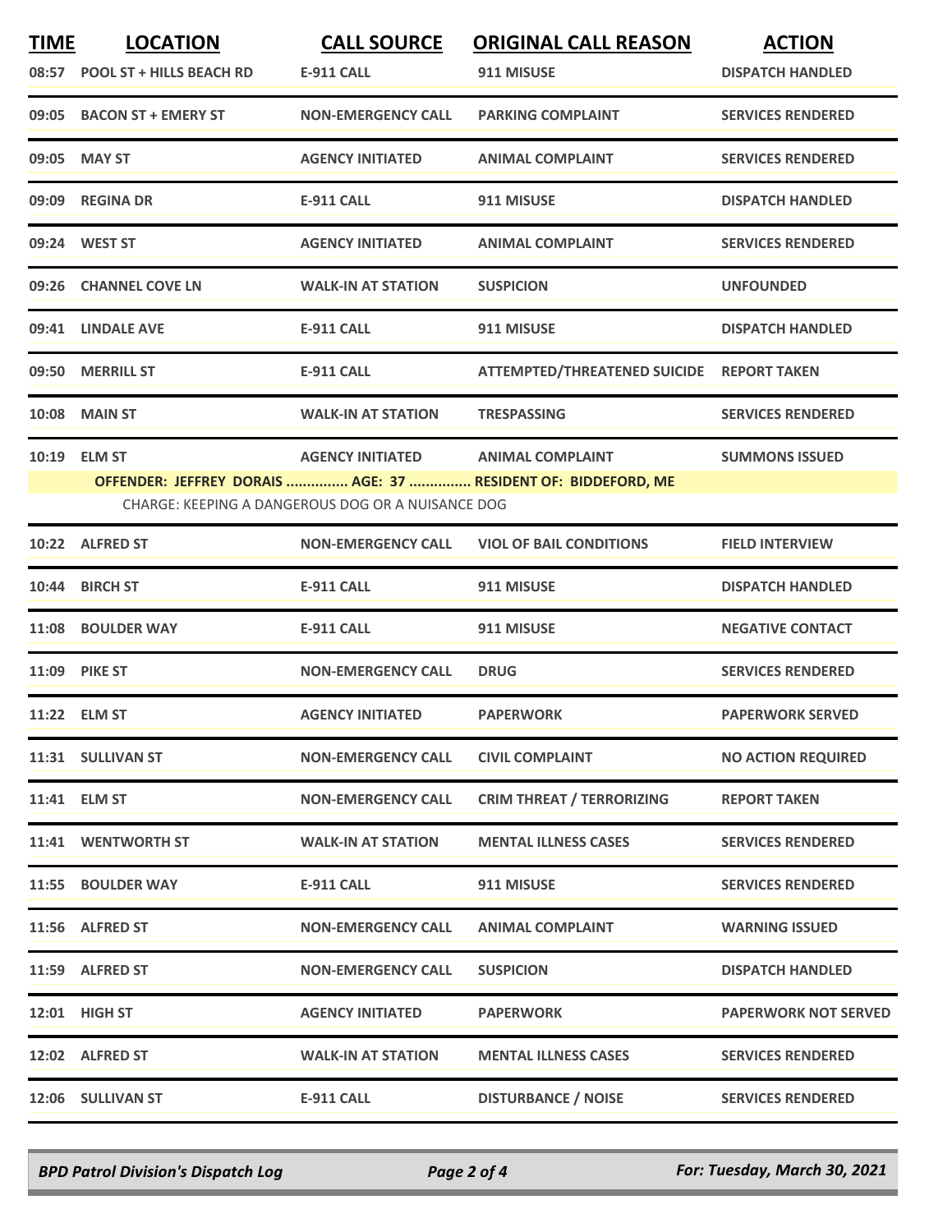| TIME | LOCATION | CALL SOURCE | ORIGINAL CALL REASON | ACTION |
|---|---|---|---|---|
| 08:57 | POOL ST + HILLS BEACH RD | E-911 CALL | 911 MISUSE | DISPATCH HANDLED |
| 09:05 | BACON ST + EMERY ST | NON-EMERGENCY CALL | PARKING COMPLAINT | SERVICES RENDERED |
| 09:05 | MAY ST | AGENCY INITIATED | ANIMAL COMPLAINT | SERVICES RENDERED |
| 09:09 | REGINA DR | E-911 CALL | 911 MISUSE | DISPATCH HANDLED |
| 09:24 | WEST ST | AGENCY INITIATED | ANIMAL COMPLAINT | SERVICES RENDERED |
| 09:26 | CHANNEL COVE LN | WALK-IN AT STATION | SUSPICION | UNFOUNDED |
| 09:41 | LINDALE AVE | E-911 CALL | 911 MISUSE | DISPATCH HANDLED |
| 09:50 | MERRILL ST | E-911 CALL | ATTEMPTED/THREATENED SUICIDE | REPORT TAKEN |
| 10:08 | MAIN ST | WALK-IN AT STATION | TRESPASSING | SERVICES RENDERED |
| 10:19 | ELM ST | AGENCY INITIATED | ANIMAL COMPLAINT | SUMMONS ISSUED |
| | OFFENDER: JEFFREY DORAIS ............... AGE: 37 ............... RESIDENT OF: BIDDEFORD, ME | | | |
| | CHARGE: KEEPING A DANGEROUS DOG OR A NUISANCE DOG | | | |
| 10:22 | ALFRED ST | NON-EMERGENCY CALL | VIOL OF BAIL CONDITIONS | FIELD INTERVIEW |
| 10:44 | BIRCH ST | E-911 CALL | 911 MISUSE | DISPATCH HANDLED |
| 11:08 | BOULDER WAY | E-911 CALL | 911 MISUSE | NEGATIVE CONTACT |
| 11:09 | PIKE ST | NON-EMERGENCY CALL | DRUG | SERVICES RENDERED |
| 11:22 | ELM ST | AGENCY INITIATED | PAPERWORK | PAPERWORK SERVED |
| 11:31 | SULLIVAN ST | NON-EMERGENCY CALL | CIVIL COMPLAINT | NO ACTION REQUIRED |
| 11:41 | ELM ST | NON-EMERGENCY CALL | CRIM THREAT / TERRORIZING | REPORT TAKEN |
| 11:41 | WENTWORTH ST | WALK-IN AT STATION | MENTAL ILLNESS CASES | SERVICES RENDERED |
| 11:55 | BOULDER WAY | E-911 CALL | 911 MISUSE | SERVICES RENDERED |
| 11:56 | ALFRED ST | NON-EMERGENCY CALL | ANIMAL COMPLAINT | WARNING ISSUED |
| 11:59 | ALFRED ST | NON-EMERGENCY CALL | SUSPICION | DISPATCH HANDLED |
| 12:01 | HIGH ST | AGENCY INITIATED | PAPERWORK | PAPERWORK NOT SERVED |
| 12:02 | ALFRED ST | WALK-IN AT STATION | MENTAL ILLNESS CASES | SERVICES RENDERED |
| 12:06 | SULLIVAN ST | E-911 CALL | DISTURBANCE / NOISE | SERVICES RENDERED |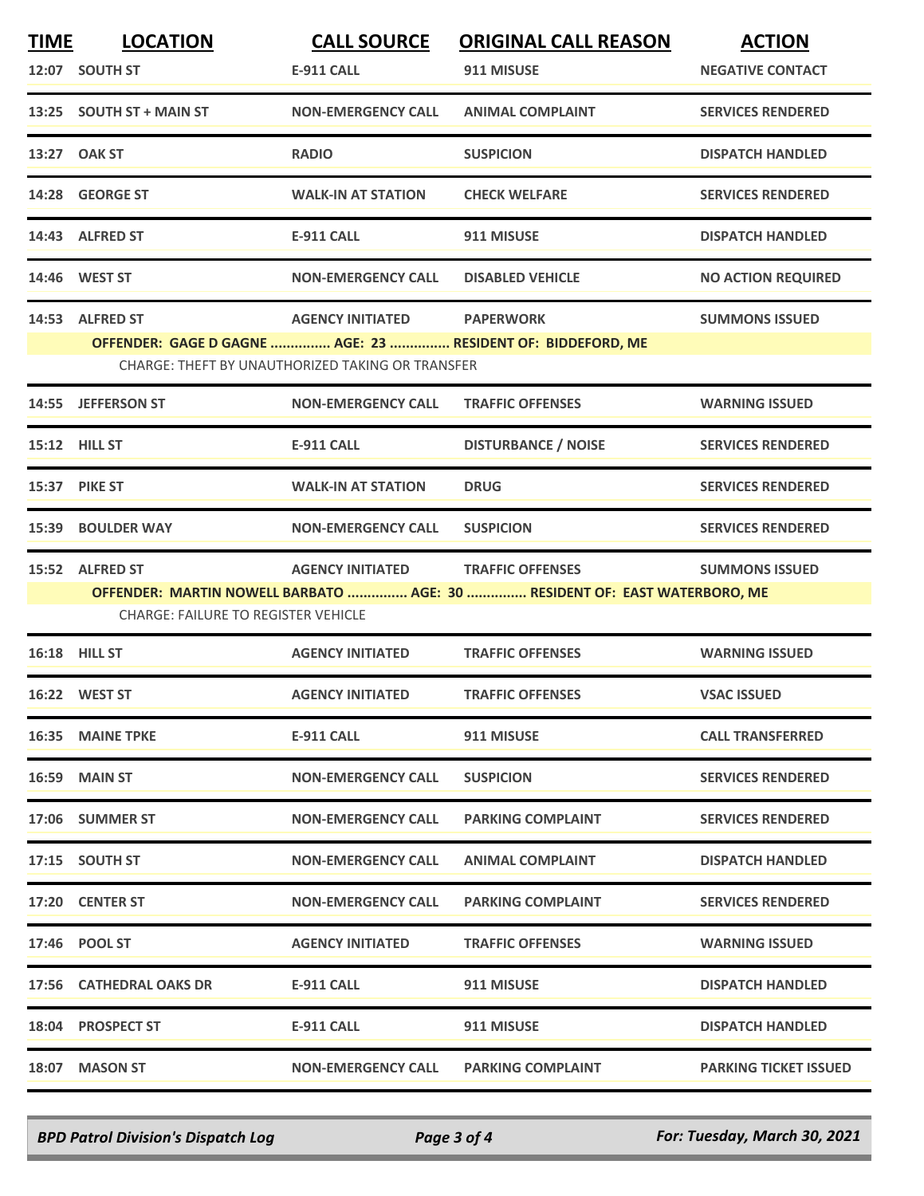| TIME | LOCATION | CALL SOURCE | ORIGINAL CALL REASON | ACTION |
|---|---|---|---|---|
| 12:07 | SOUTH ST | E-911 CALL | 911 MISUSE | NEGATIVE CONTACT |
| 13:25 | SOUTH ST + MAIN ST | NON-EMERGENCY CALL | ANIMAL COMPLAINT | SERVICES RENDERED |
| 13:27 | OAK ST | RADIO | SUSPICION | DISPATCH HANDLED |
| 14:28 | GEORGE ST | WALK-IN AT STATION | CHECK WELFARE | SERVICES RENDERED |
| 14:43 | ALFRED ST | E-911 CALL | 911 MISUSE | DISPATCH HANDLED |
| 14:46 | WEST ST | NON-EMERGENCY CALL | DISABLED VEHICLE | NO ACTION REQUIRED |
| 14:53 | ALFRED ST | AGENCY INITIATED | PAPERWORK | SUMMONS ISSUED |

**OFFENDER: GAGE D GAGNE ............... AGE: 23 ............... RESIDENT OF: BIDDEFORD, ME**

CHARGE: THEFT BY UNAUTHORIZED TAKING OR TRANSFER

| TIME | LOCATION | CALL SOURCE | ORIGINAL CALL REASON | ACTION |
|---|---|---|---|---|
| 14:55 | JEFFERSON ST | NON-EMERGENCY CALL | TRAFFIC OFFENSES | WARNING ISSUED |
| 15:12 | HILL ST | E-911 CALL | DISTURBANCE / NOISE | SERVICES RENDERED |
| 15:37 | PIKE ST | WALK-IN AT STATION | DRUG | SERVICES RENDERED |
| 15:39 | BOULDER WAY | NON-EMERGENCY CALL | SUSPICION | SERVICES RENDERED |
| 15:52 | ALFRED ST | AGENCY INITIATED | TRAFFIC OFFENSES | SUMMONS ISSUED |

**OFFENDER: MARTIN NOWELL BARBATO ............... AGE: 30 ............... RESIDENT OF: EAST WATERBORO, ME**

CHARGE: FAILURE TO REGISTER VEHICLE

| TIME | LOCATION | CALL SOURCE | ORIGINAL CALL REASON | ACTION |
|---|---|---|---|---|
| 16:18 | HILL ST | AGENCY INITIATED | TRAFFIC OFFENSES | WARNING ISSUED |
| 16:22 | WEST ST | AGENCY INITIATED | TRAFFIC OFFENSES | VSAC ISSUED |
| 16:35 | MAINE TPKE | E-911 CALL | 911 MISUSE | CALL TRANSFERRED |
| 16:59 | MAIN ST | NON-EMERGENCY CALL | SUSPICION | SERVICES RENDERED |
| 17:06 | SUMMER ST | NON-EMERGENCY CALL | PARKING COMPLAINT | SERVICES RENDERED |
| 17:15 | SOUTH ST | NON-EMERGENCY CALL | ANIMAL COMPLAINT | DISPATCH HANDLED |
| 17:20 | CENTER ST | NON-EMERGENCY CALL | PARKING COMPLAINT | SERVICES RENDERED |
| 17:46 | POOL ST | AGENCY INITIATED | TRAFFIC OFFENSES | WARNING ISSUED |
| 17:56 | CATHEDRAL OAKS DR | E-911 CALL | 911 MISUSE | DISPATCH HANDLED |
| 18:04 | PROSPECT ST | E-911 CALL | 911 MISUSE | DISPATCH HANDLED |
| 18:07 | MASON ST | NON-EMERGENCY CALL | PARKING COMPLAINT | PARKING TICKET ISSUED |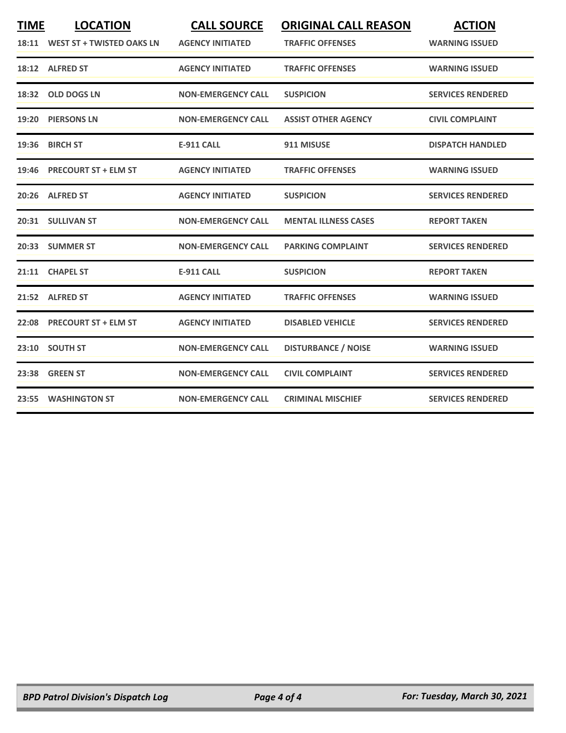| TIME | LOCATION | CALL SOURCE | ORIGINAL CALL REASON | ACTION |
|---|---|---|---|---|
| 18:11 | WEST ST + TWISTED OAKS LN | AGENCY INITIATED | TRAFFIC OFFENSES | WARNING ISSUED |
| 18:12 | ALFRED ST | AGENCY INITIATED | TRAFFIC OFFENSES | WARNING ISSUED |
| 18:32 | OLD DOGS LN | NON-EMERGENCY CALL | SUSPICION | SERVICES RENDERED |
| 19:20 | PIERSONS LN | NON-EMERGENCY CALL | ASSIST OTHER AGENCY | CIVIL COMPLAINT |
| 19:36 | BIRCH ST | E-911 CALL | 911 MISUSE | DISPATCH HANDLED |
| 19:46 | PRECOURT ST + ELM ST | AGENCY INITIATED | TRAFFIC OFFENSES | WARNING ISSUED |
| 20:26 | ALFRED ST | AGENCY INITIATED | SUSPICION | SERVICES RENDERED |
| 20:31 | SULLIVAN ST | NON-EMERGENCY CALL | MENTAL ILLNESS CASES | REPORT TAKEN |
| 20:33 | SUMMER ST | NON-EMERGENCY CALL | PARKING COMPLAINT | SERVICES RENDERED |
| 21:11 | CHAPEL ST | E-911 CALL | SUSPICION | REPORT TAKEN |
| 21:52 | ALFRED ST | AGENCY INITIATED | TRAFFIC OFFENSES | WARNING ISSUED |
| 22:08 | PRECOURT ST + ELM ST | AGENCY INITIATED | DISABLED VEHICLE | SERVICES RENDERED |
| 23:10 | SOUTH ST | NON-EMERGENCY CALL | DISTURBANCE / NOISE | WARNING ISSUED |
| 23:38 | GREEN ST | NON-EMERGENCY CALL | CIVIL COMPLAINT | SERVICES RENDERED |
| 23:55 | WASHINGTON ST | NON-EMERGENCY CALL | CRIMINAL MISCHIEF | SERVICES RENDERED |